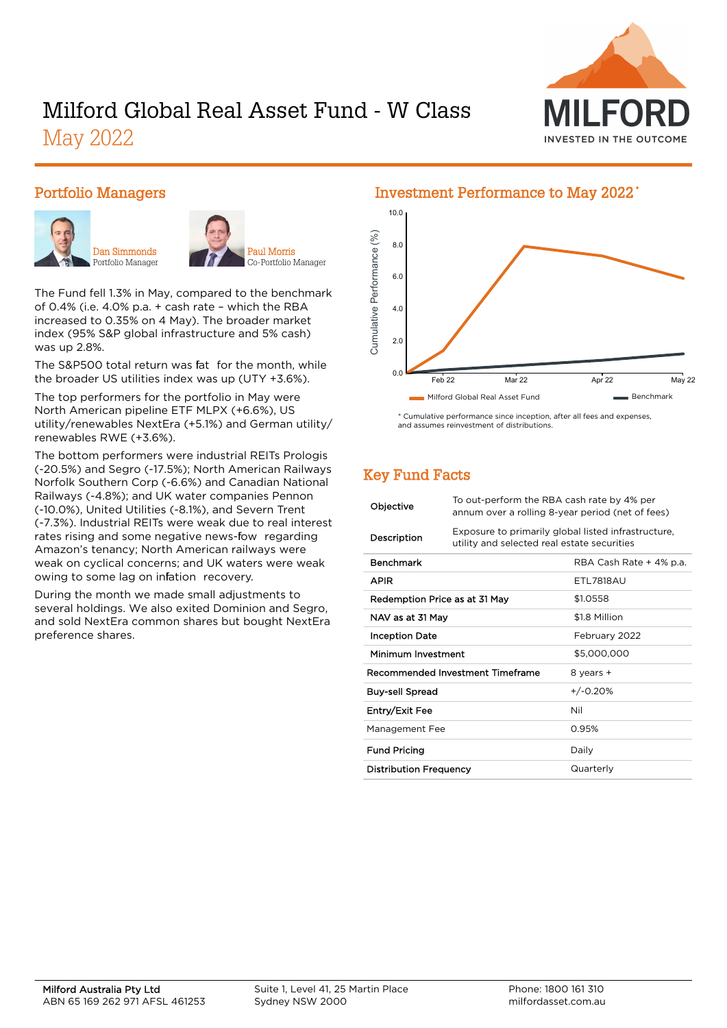# Milford Global Real Asset Fund - W Class

## May 2022

## Portfolio Managers

Dan Simmonds
Portfolio Manager

Paul Morris
Co-Portfolio Manager

The Fund fell 1.3% in May, compared to the benchmark of 0.4% (i.e. 4.0% p.a. + cash rate – which the RBA increased to 0.35% on 4 May). The broader market index (95% S&P global infrastructure and 5% cash) was up 2.8%.

The S&P500 total return was flat for the month, while the broader US utilities index was up (UTY +3.6%).

The top performers for the portfolio in May were North American pipeline ETF MLPX (+6.6%), US utility/renewables NextEra (+5.1%) and German utility/renewables RWE (+3.6%).

The bottom performers were industrial REITs Prologis (-20.5%) and Segro (-17.5%); North American Railways Norfolk Southern Corp (-6.6%) and Canadian National Railways (-4.8%); and UK water companies Pennon (-10.0%), United Utilities (-8.1%), and Severn Trent (-7.3%). Industrial REITs were weak due to real interest rates rising and some negative news-flow regarding Amazon's tenancy; North American railways were weak on cyclical concerns; and UK waters were weak owing to some lag on inflation recovery.

During the month we made small adjustments to several holdings. We also exited Dominion and Segro, and sold NextEra common shares but bought NextEra preference shares.

## Investment Performance to May 2022*

\* Cumulative performance since inception, after all fees and expenses, and assumes reinvestment of distributions.

## Key Fund Facts

| | |
|---|---|
| Objective | To out-perform the RBA cash rate by 4% per annum over a rolling 8-year period (net of fees) |
| Description | Exposure to primarily global listed infrastructure, utility and selected real estate securities |
| Benchmark | RBA Cash Rate + 4% p.a. |
| APIR | ETL7818AU |
| Redemption Price as at 31 May | $1.0558 |
| NAV as at 31 May | $1.8 Million |
| Inception Date | February 2022 |
| Minimum Investment | $5,000,000 |
| Recommended Investment Timeframe | 8 years + |
| Buy-sell Spread | +/-0.20% |
| Entry/Exit Fee | Nil |
| Management Fee | 0.95% |
| Fund Pricing | Daily |
| Distribution Frequency | Quarterly |

Milford Australia Pty Ltd
ABN 65 169 262 971 AFSL 461253

Suite 1, Level 41, 25 Martin Place
Sydney NSW 2000

Phone: 1800 161 310
milfordasset.com.au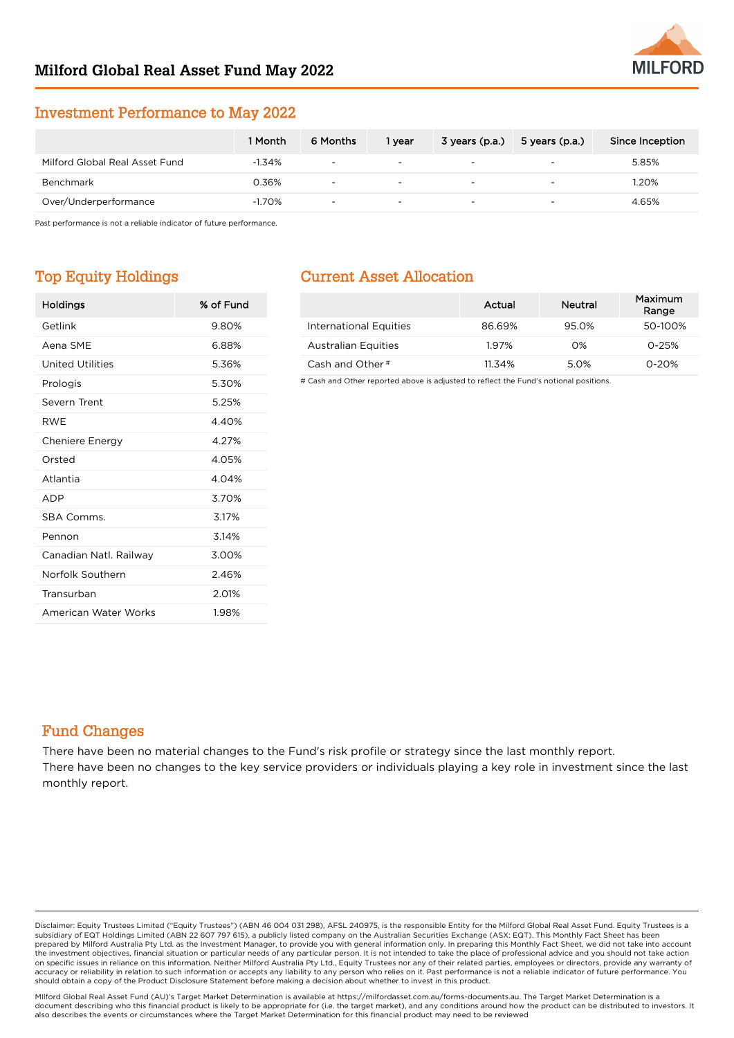# Milford Global Real Asset Fund May 2022

## Investment Performance to May 2022

| | 1 Month | 6 Months | 1 year | 3 years (p.a.) | 5 years (p.a.) | Since Inception |
|---|---|---|---|---|---|---|
| Milford Global Real Asset Fund | -1.34% | - | - | - | - | 5.85% |
| Benchmark | 0.36% | - | - | - | - | 1.20% |
| Over/Underperformance | -1.70% | - | - | - | - | 4.65% |

Past performance is not a reliable indicator of future performance.

## Top Equity Holdings

| Holdings | % of Fund |
|---|---|
| Getlink | 9.80% |
| Aena SME | 6.88% |
| United Utilities | 5.36% |
| Prologis | 5.30% |
| Severn Trent | 5.25% |
| RWE | 4.40% |
| Cheniere Energy | 4.27% |
| Orsted | 4.05% |
| Atlantia | 4.04% |
| ADP | 3.70% |
| SBA Comms. | 3.17% |
| Pennon | 3.14% |
| Canadian Natl. Railway | 3.00% |
| Norfolk Southern | 2.46% |
| Transurban | 2.01% |
| American Water Works | 1.98% |

## Current Asset Allocation

| | Actual | Neutral | Maximum Range |
|---|---|---|---|
| International Equities | 86.69% | 95.0% | 50-100% |
| Australian Equities | 1.97% | 0% | 0-25% |
| Cash and Other # | 11.34% | 5.0% | 0-20% |

# Cash and Other reported above is adjusted to reflect the Fund's notional positions.

## Fund Changes

There have been no material changes to the Fund's risk profile or strategy since the last monthly report.
There have been no changes to the key service providers or individuals playing a key role in investment since the last monthly report.

Disclaimer: Equity Trustees Limited ("Equity Trustees") (ABN 46 004 031 298), AFSL 240975, is the responsible Entity for the Milford Global Real Asset Fund. Equity Trustees is a subsidiary of EQT Holdings Limited (ABN 22 607 797 615), a publicly listed company on the Australian Securities Exchange (ASX: EQT). This Monthly Fact Sheet has been prepared by Milford Australia Pty Ltd. as the Investment Manager, to provide you with general information only. In preparing this Monthly Fact Sheet, we did not take into account the investment objectives, financial situation or particular needs of any particular person. It is not intended to take the place of professional advice and you should not take action on specific issues in reliance on this information. Neither Milford Australia Pty Ltd., Equity Trustees nor any of their related parties, employees or directors, provide any warranty of accuracy or reliability in relation to such information or accepts any liability to any person who relies on it. Past performance is not a reliable indicator of future performance. You should obtain a copy of the Product Disclosure Statement before making a decision about whether to invest in this product.

Milford Global Real Asset Fund (AU)'s Target Market Determination is available at https://milfordasset.com.au/forms-documents.au. The Target Market Determination is a document describing who this financial product is likely to be appropriate for (i.e. the target market), and any conditions around how the product can be distributed to investors. It also describes the events or circumstances where the Target Market Determination for this financial product may need to be reviewed